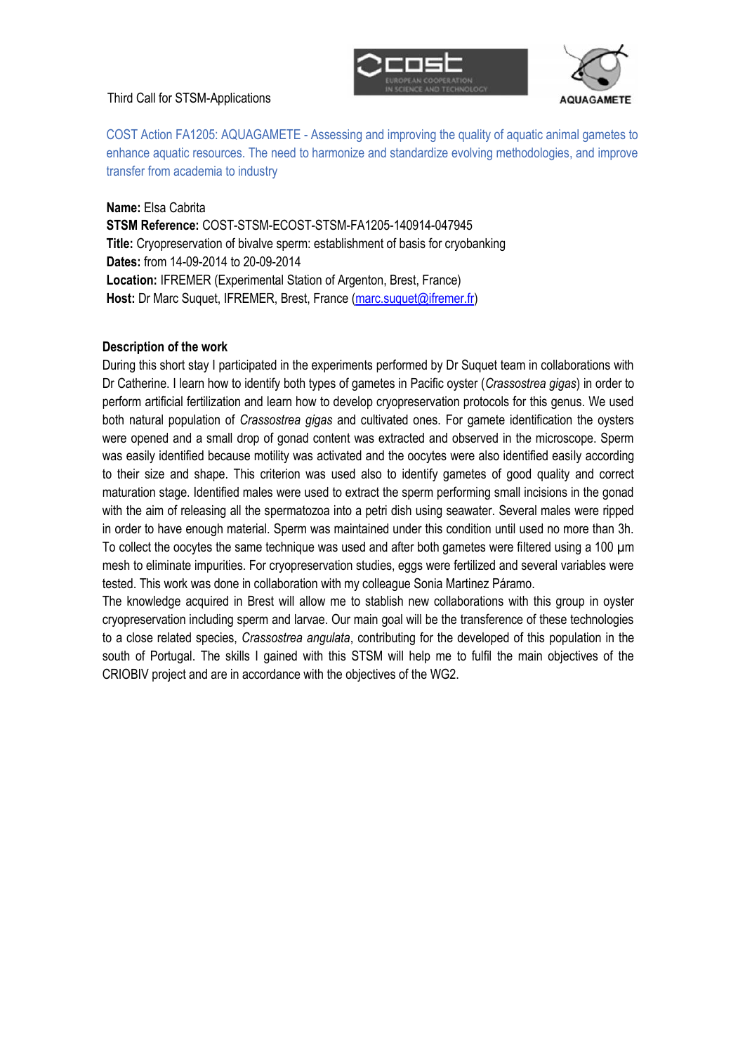Third Call for STSM-Applications

COST Action FA1205: AQUAGAMETE - Assessing and improving the quality of aquatic animal gametes to enhance aquatic resources. The need to harmonize and standardize evolving methodologies, and improve transfer from academia to industry

**Name:** Elsa Cabrita
**STSM Reference:** COST-STSM-ECOST-STSM-FA1205-140914-047945
**Title:** Cryopreservation of bivalve sperm: establishment of basis for cryobanking
**Dates:** from 14-09-2014 to 20-09-2014
**Location:** IFREMER (Experimental Station of Argenton, Brest, France)
**Host:** Dr Marc Suquet, IFREMER, Brest, France (marc.suquet@ifremer.fr)

**Description of the work**

During this short stay I participated in the experiments performed by Dr Suquet team in collaborations with Dr Catherine. I learn how to identify both types of gametes in Pacific oyster (*Crassostrea gigas*) in order to perform artificial fertilization and learn how to develop cryopreservation protocols for this genus. We used both natural population of *Crassostrea gigas* and cultivated ones. For gamete identification the oysters were opened and a small drop of gonad content was extracted and observed in the microscope. Sperm was easily identified because motility was activated and the oocytes were also identified easily according to their size and shape. This criterion was used also to identify gametes of good quality and correct maturation stage. Identified males were used to extract the sperm performing small incisions in the gonad with the aim of releasing all the spermatozoa into a petri dish using seawater. Several males were ripped in order to have enough material. Sperm was maintained under this condition until used no more than 3h. To collect the oocytes the same technique was used and after both gametes were filtered using a 100 μm mesh to eliminate impurities. For cryopreservation studies, eggs were fertilized and several variables were tested. This work was done in collaboration with my colleague Sonia Martinez Páramo.

The knowledge acquired in Brest will allow me to stablish new collaborations with this group in oyster cryopreservation including sperm and larvae. Our main goal will be the transference of these technologies to a close related species, *Crassostrea angulata*, contributing for the developed of this population in the south of Portugal. The skills I gained with this STSM will help me to fulfil the main objectives of the CRIOBIV project and are in accordance with the objectives of the WG2.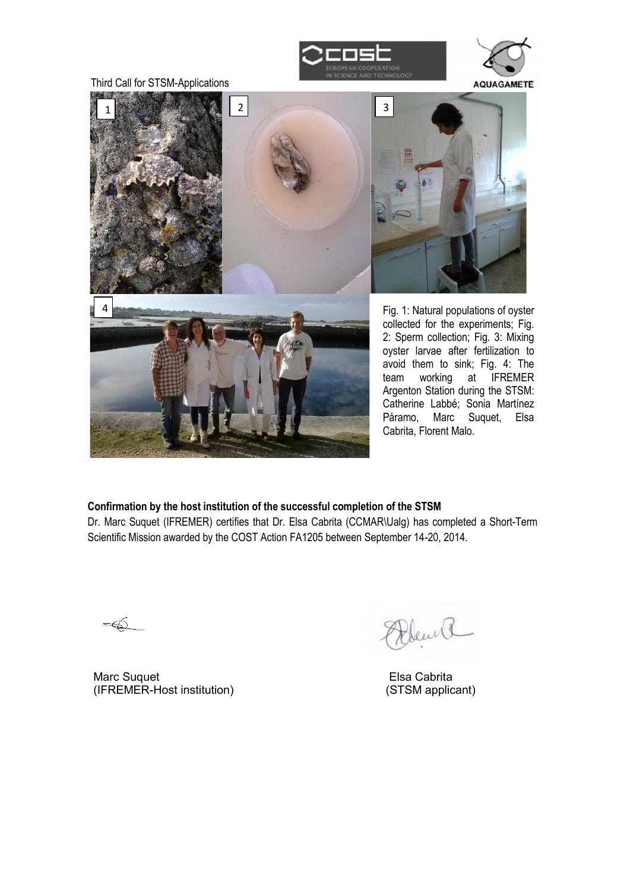Third Call for STSM-Applications

1

2

3

4

Fig. 1: Natural populations of oyster collected for the experiments; Fig. 2: Sperm collection; Fig. 3: Mixing oyster larvae after fertilization to avoid them to sink; Fig. 4: The team working at IFREMER Argenton Station during the STSM: Catherine Labbé; Sonia Martínez Páramo, Marc Suquet, Elsa Cabrita, Florent Malo.

**Confirmation by the host institution of the successful completion of the STSM**

Dr. Marc Suquet (IFREMER) certifies that Dr. Elsa Cabrita (CCMAR\Ualg) has completed a Short-Term Scientific Mission awarded by the COST Action FA1205 between September 14-20, 2014.

Marc Suquet
(IFREMER-Host institution)

Elsa Cabrita
(STSM applicant)